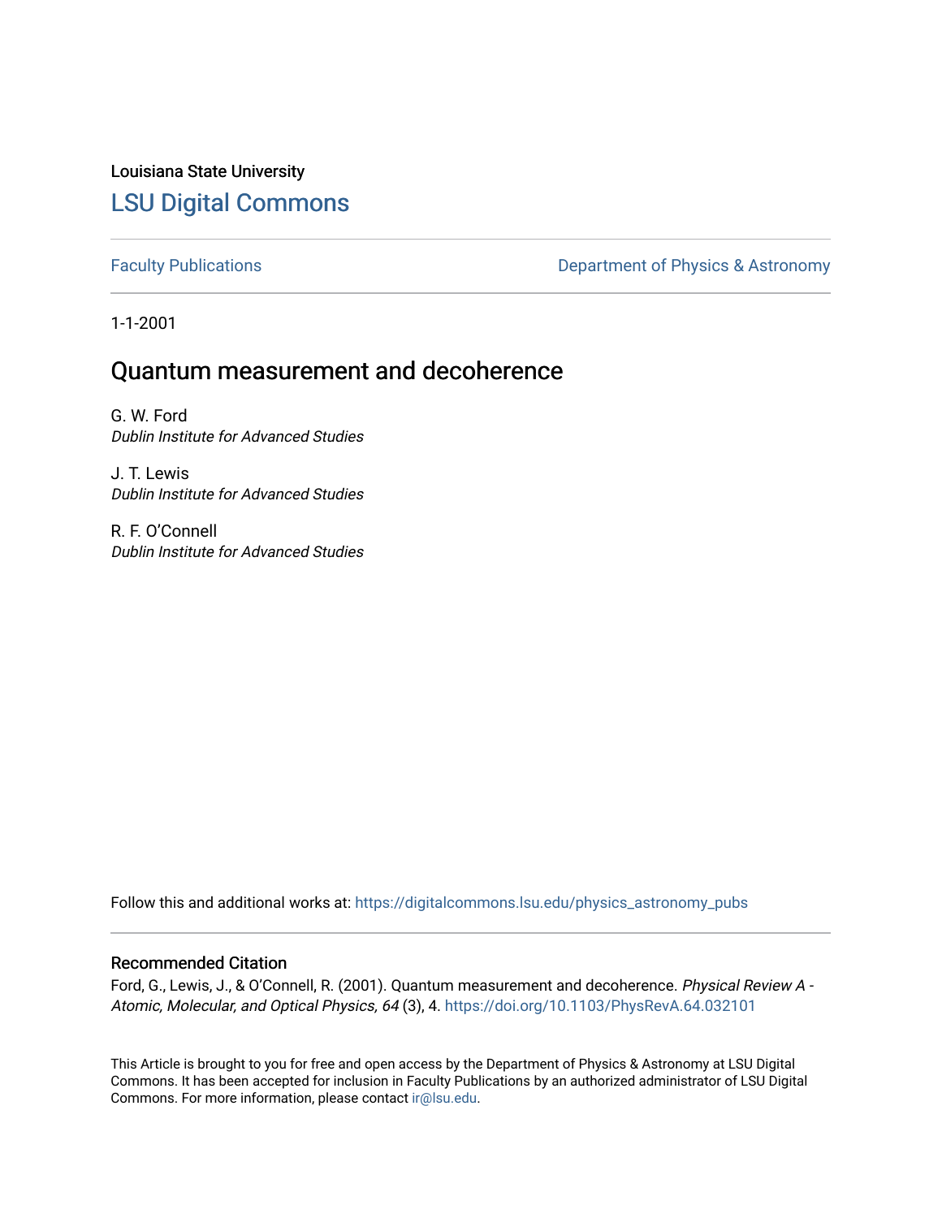Louisiana State University

# LSU Digital Commons

Faculty Publications

Department of Physics & Astronomy

1-1-2001

## Quantum measurement and decoherence

G. W. Ford
*Dublin Institute for Advanced Studies*

J. T. Lewis
*Dublin Institute for Advanced Studies*

R. F. O'Connell
*Dublin Institute for Advanced Studies*

Follow this and additional works at: https://digitalcommons.lsu.edu/physics_astronomy_pubs

### Recommended Citation

Ford, G., Lewis, J., & O'Connell, R. (2001). Quantum measurement and decoherence. *Physical Review A - Atomic, Molecular, and Optical Physics, 64* (3), 4. https://doi.org/10.1103/PhysRevA.64.032101

This Article is brought to you for free and open access by the Department of Physics & Astronomy at LSU Digital Commons. It has been accepted for inclusion in Faculty Publications by an authorized administrator of LSU Digital Commons. For more information, please contact ir@lsu.edu.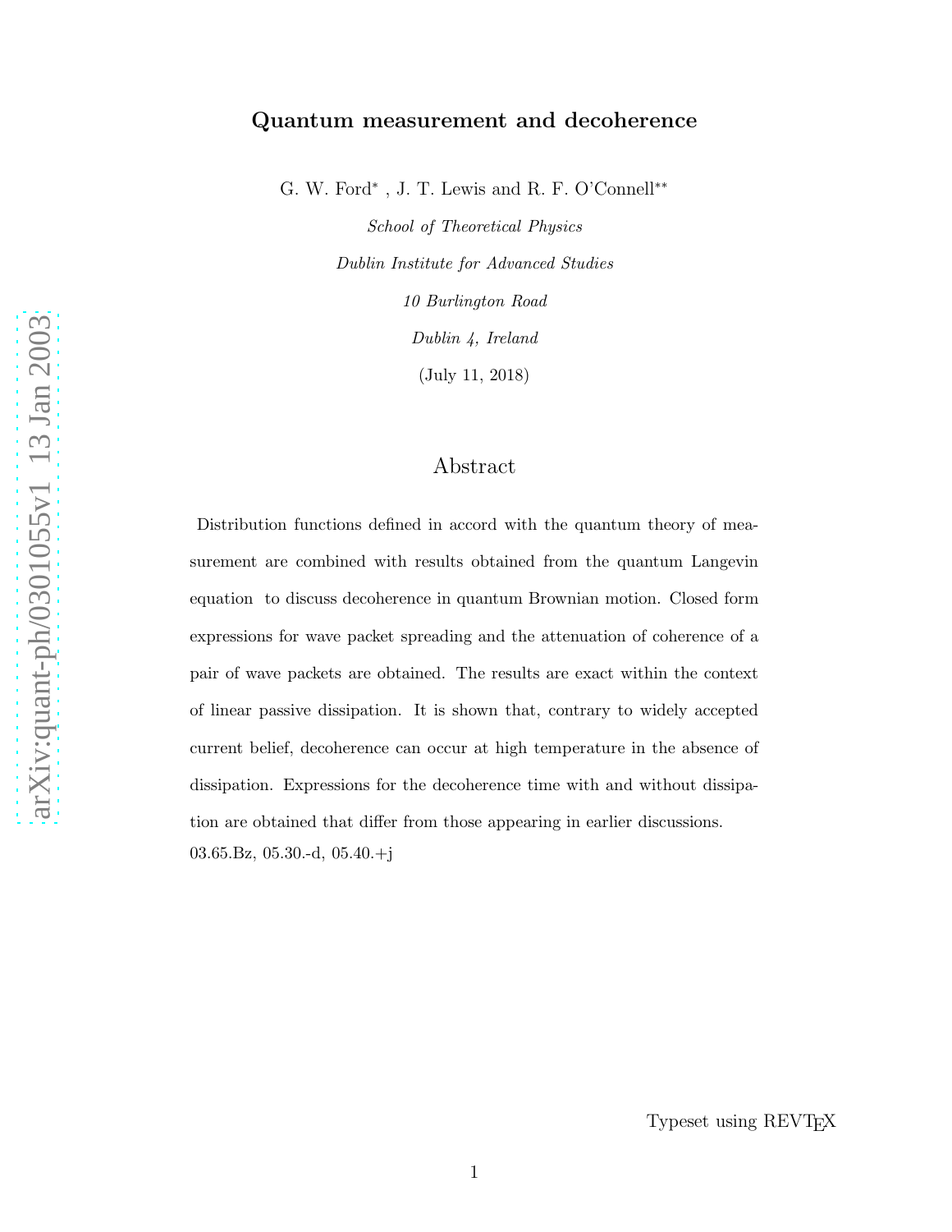# Quantum measurement and decoherence

G. W. Ford[*] , J. T. Lewis and R. F. O'Connell[**]

*School of Theoretical Physics*

*Dublin Institute for Advanced Studies*

*10 Burlington Road*

*Dublin 4, Ireland*

(July 11, 2018)

## Abstract

Distribution functions defined in accord with the quantum theory of measurement are combined with results obtained from the quantum Langevin equation to discuss decoherence in quantum Brownian motion. Closed form expressions for wave packet spreading and the attenuation of coherence of a pair of wave packets are obtained. The results are exact within the context of linear passive dissipation. It is shown that, contrary to widely accepted current belief, decoherence can occur at high temperature in the absence of dissipation. Expressions for the decoherence time with and without dissipation are obtained that differ from those appearing in earlier discussions.

03.65.Bz, 05.30.-d, 05.40.+j

Typeset using REVTEX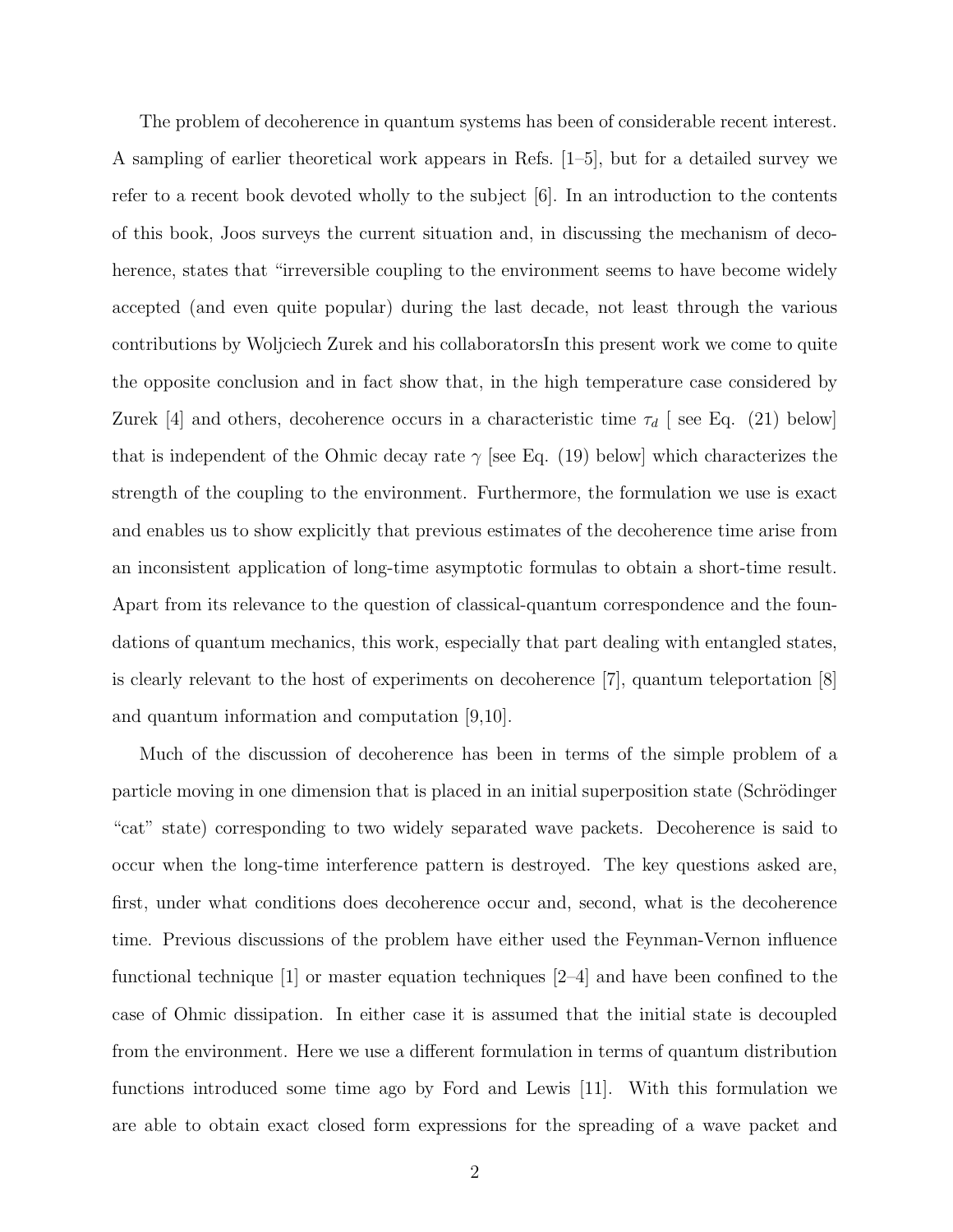The problem of decoherence in quantum systems has been of considerable recent interest. A sampling of earlier theoretical work appears in Refs. [1–5], but for a detailed survey we refer to a recent book devoted wholly to the subject [6]. In an introduction to the contents of this book, Joos surveys the current situation and, in discussing the mechanism of decoherence, states that "irreversible coupling to the environment seems to have become widely accepted (and even quite popular) during the last decade, not least through the various contributions by Woljciech Zurek and his collaboratorsIn this present work we come to quite the opposite conclusion and in fact show that, in the high temperature case considered by Zurek [4] and others, decoherence occurs in a characteristic time $\tau_d$ [ see Eq. (21) below] that is independent of the Ohmic decay rate $\gamma$ [see Eq. (19) below] which characterizes the strength of the coupling to the environment. Furthermore, the formulation we use is exact and enables us to show explicitly that previous estimates of the decoherence time arise from an inconsistent application of long-time asymptotic formulas to obtain a short-time result. Apart from its relevance to the question of classical-quantum correspondence and the foundations of quantum mechanics, this work, especially that part dealing with entangled states, is clearly relevant to the host of experiments on decoherence [7], quantum teleportation [8] and quantum information and computation [9,10].

Much of the discussion of decoherence has been in terms of the simple problem of a particle moving in one dimension that is placed in an initial superposition state (Schrödinger "cat" state) corresponding to two widely separated wave packets. Decoherence is said to occur when the long-time interference pattern is destroyed. The key questions asked are, first, under what conditions does decoherence occur and, second, what is the decoherence time. Previous discussions of the problem have either used the Feynman-Vernon influence functional technique [1] or master equation techniques [2–4] and have been confined to the case of Ohmic dissipation. In either case it is assumed that the initial state is decoupled from the environment. Here we use a different formulation in terms of quantum distribution functions introduced some time ago by Ford and Lewis [11]. With this formulation we are able to obtain exact closed form expressions for the spreading of a wave packet and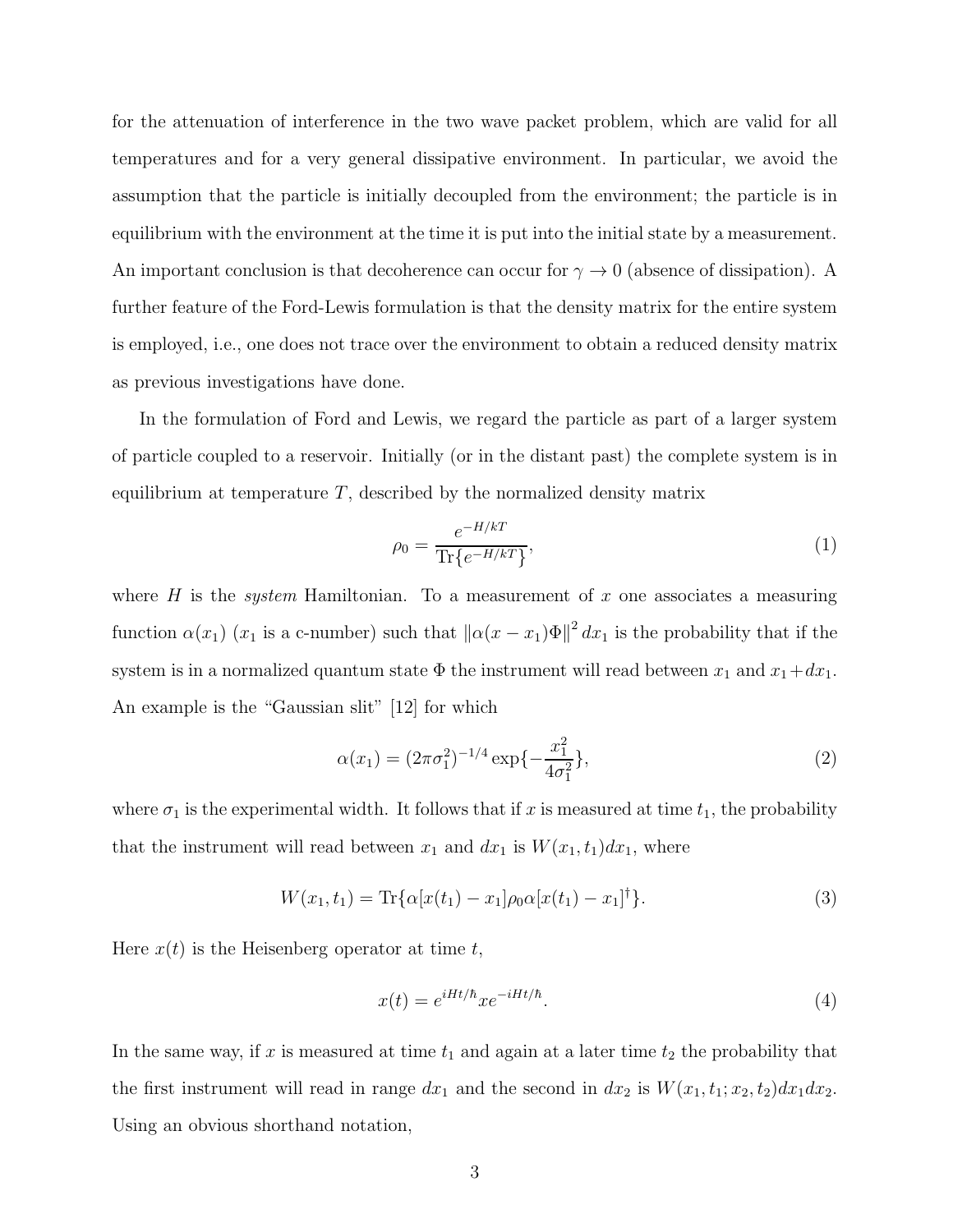for the attenuation of interference in the two wave packet problem, which are valid for all temperatures and for a very general dissipative environment. In particular, we avoid the assumption that the particle is initially decoupled from the environment; the particle is in equilibrium with the environment at the time it is put into the initial state by a measurement. An important conclusion is that decoherence can occur for $\gamma \to 0$ (absence of dissipation). A further feature of the Ford-Lewis formulation is that the density matrix for the entire system is employed, i.e., one does not trace over the environment to obtain a reduced density matrix as previous investigations have done.

In the formulation of Ford and Lewis, we regard the particle as part of a larger system of particle coupled to a reservoir. Initially (or in the distant past) the complete system is in equilibrium at temperature $T$, described by the normalized density matrix

$$\rho_0 = \frac{e^{-H/kT}}{\mathrm{Tr}\{e^{-H/kT}\}}, \tag{1}$$

where $H$ is the *system* Hamiltonian. To a measurement of $x$ one associates a measuring function $\alpha(x_1)$ ($x_1$ is a c-number) such that $\|\alpha(x - x_1)\Phi\|^2 \, dx_1$ is the probability that if the system is in a normalized quantum state $\Phi$ the instrument will read between $x_1$ and $x_1 + dx_1$. An example is the "Gaussian slit" [12] for which

$$\alpha(x_1) = (2\pi\sigma_1^2)^{-1/4} \exp\{-\frac{x_1^2}{4\sigma_1^2}\}, \tag{2}$$

where $\sigma_1$ is the experimental width. It follows that if $x$ is measured at time $t_1$, the probability that the instrument will read between $x_1$ and $dx_1$ is $W(x_1, t_1)dx_1$, where

$$W(x_1, t_1) = \mathrm{Tr}\{\alpha[x(t_1) - x_1]\rho_0\alpha[x(t_1) - x_1]^\dagger\}. \tag{3}$$

Here $x(t)$ is the Heisenberg operator at time $t$,

$$x(t) = e^{iHt/\hbar} x e^{-iHt/\hbar}. \tag{4}$$

In the same way, if $x$ is measured at time $t_1$ and again at a later time $t_2$ the probability that the first instrument will read in range $dx_1$ and the second in $dx_2$ is $W(x_1, t_1; x_2, t_2)dx_1 dx_2$. Using an obvious shorthand notation,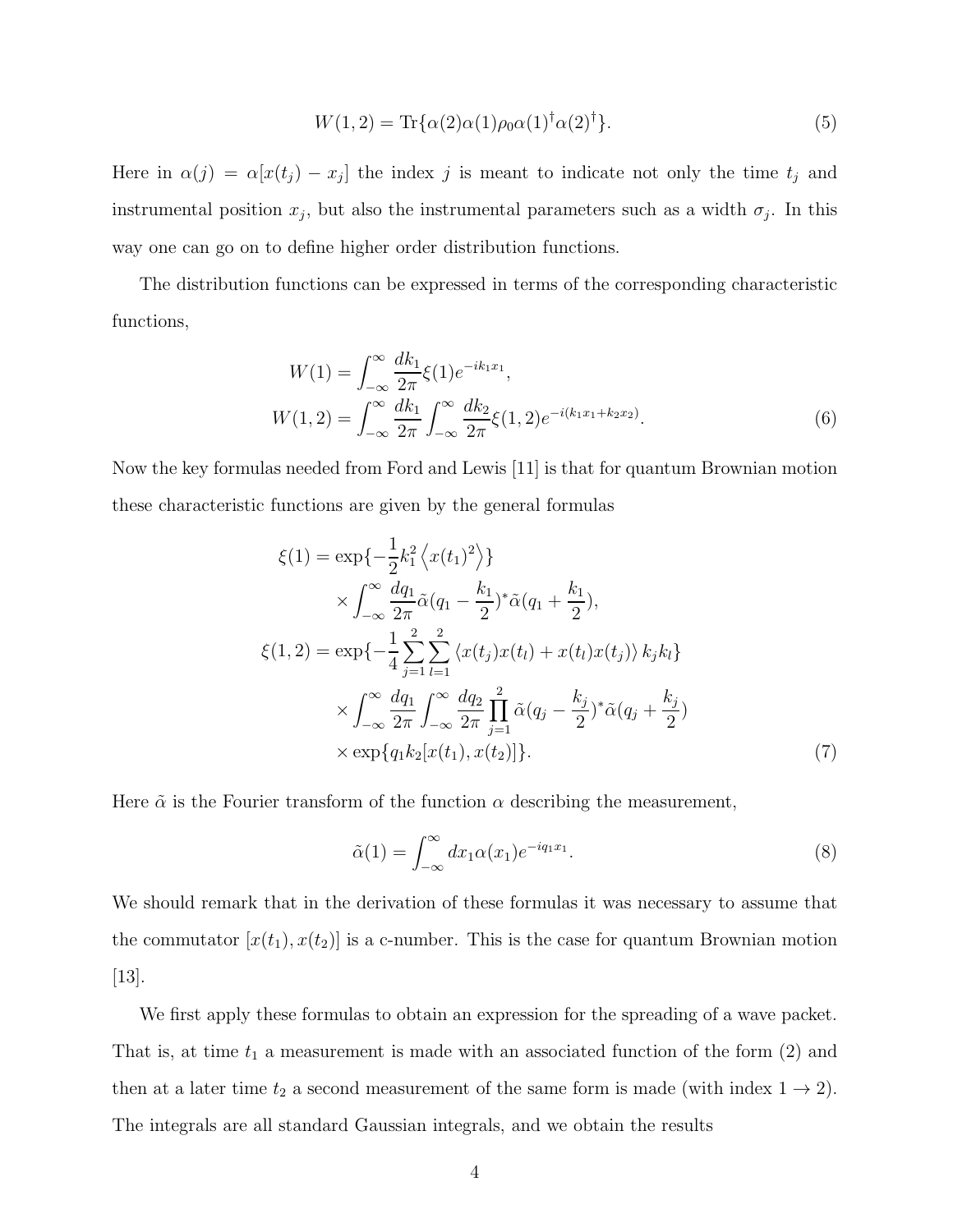$$W(1,2) = \mathrm{Tr}\{\alpha(2)\alpha(1)\rho_0\alpha(1)^\dagger\alpha(2)^\dagger\}. \tag{5}$$

Here in $\alpha(j) = \alpha[x(t_j) - x_j]$ the index $j$ is meant to indicate not only the time $t_j$ and instrumental position $x_j$, but also the instrumental parameters such as a width $\sigma_j$. In this way one can go on to define higher order distribution functions.

The distribution functions can be expressed in terms of the corresponding characteristic functions,

$$\begin{aligned}
W(1) &= \int_{-\infty}^{\infty} \frac{dk_1}{2\pi}\xi(1)e^{-ik_1x_1}, \\
W(1,2) &= \int_{-\infty}^{\infty} \frac{dk_1}{2\pi}\int_{-\infty}^{\infty} \frac{dk_2}{2\pi}\xi(1,2)e^{-i(k_1x_1+k_2x_2)}.
\end{aligned} \tag{6}$$

Now the key formulas needed from Ford and Lewis [11] is that for quantum Brownian motion these characteristic functions are given by the general formulas

$$\begin{aligned}
\xi(1) &= \exp\{-\frac{1}{2}k_1^2\left\langle x(t_1)^2\right\rangle\} \\
&\quad \times \int_{-\infty}^{\infty} \frac{dq_1}{2\pi}\tilde{\alpha}(q_1 - \frac{k_1}{2})^*\tilde{\alpha}(q_1 + \frac{k_1}{2}), \\
\xi(1,2) &= \exp\{-\frac{1}{4}\sum_{j=1}^{2}\sum_{l=1}^{2}\left\langle x(t_j)x(t_l) + x(t_l)x(t_j)\right\rangle k_jk_l\} \\
&\quad \times \int_{-\infty}^{\infty} \frac{dq_1}{2\pi}\int_{-\infty}^{\infty} \frac{dq_2}{2\pi}\prod_{j=1}^{2}\tilde{\alpha}(q_j - \frac{k_j}{2})^*\tilde{\alpha}(q_j + \frac{k_j}{2}) \\
&\quad \times \exp\{q_1k_2[x(t_1), x(t_2)]\}.
\end{aligned} \tag{7}$$

Here $\tilde{\alpha}$ is the Fourier transform of the function $\alpha$ describing the measurement,

$$\tilde{\alpha}(1) = \int_{-\infty}^{\infty} dx_1\alpha(x_1)e^{-iq_1x_1}. \tag{8}$$

We should remark that in the derivation of these formulas it was necessary to assume that the commutator $[x(t_1), x(t_2)]$ is a c-number. This is the case for quantum Brownian motion [13].

We first apply these formulas to obtain an expression for the spreading of a wave packet. That is, at time $t_1$ a measurement is made with an associated function of the form (2) and then at a later time $t_2$ a second measurement of the same form is made (with index $1 \to 2$). The integrals are all standard Gaussian integrals, and we obtain the results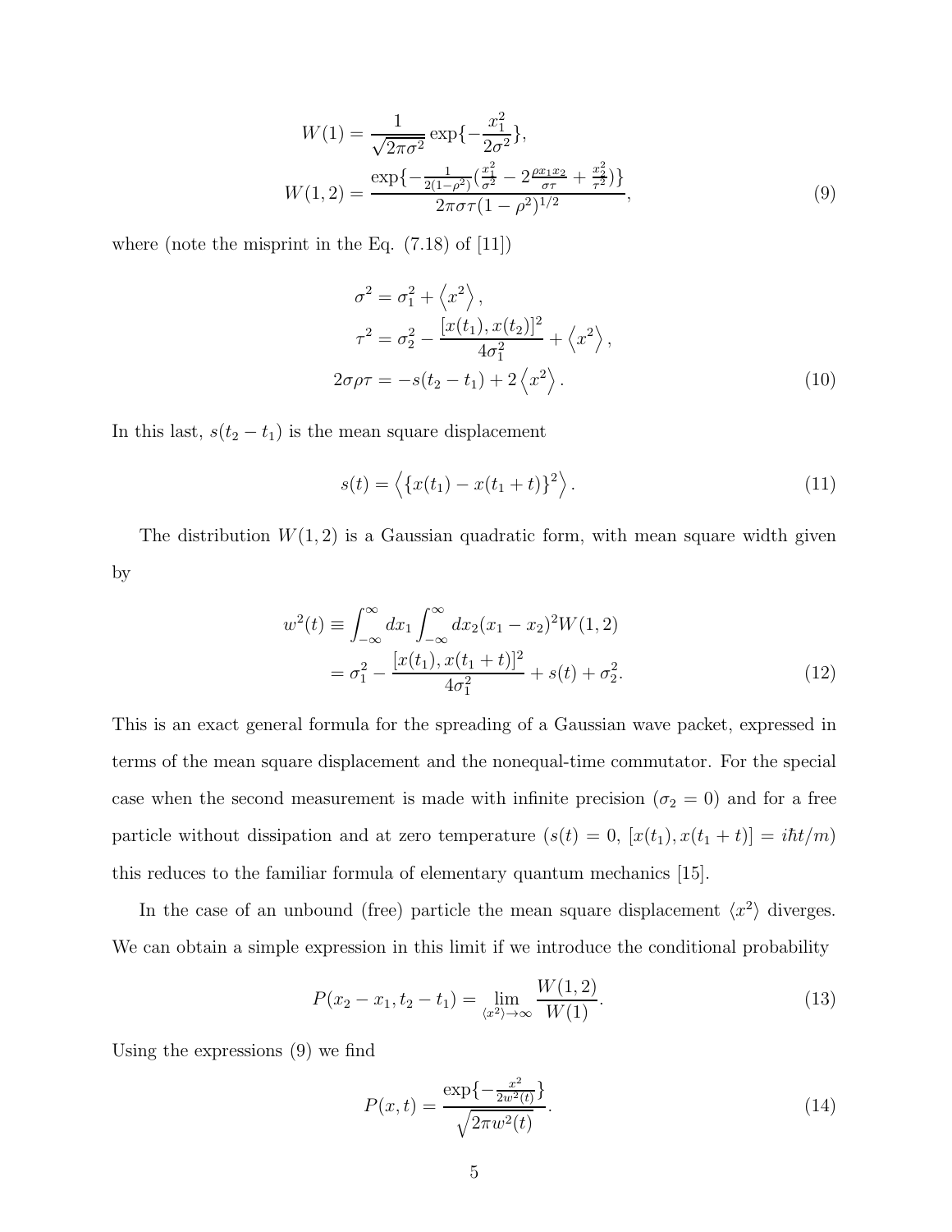$$
\begin{aligned}
W(1) &= \frac{1}{\sqrt{2\pi\sigma^2}} \exp\{-\frac{x_1^2}{2\sigma^2}\}, \\
W(1,2) &= \frac{\exp\{-\frac{1}{2(1-\rho^2)}(\frac{x_1^2}{\sigma^2} - 2\frac{\rho x_1 x_2}{\sigma\tau} + \frac{x_2^2}{\tau^2})\}}{2\pi\sigma\tau(1-\rho^2)^{1/2}},
\end{aligned}
\tag{9}
$$

where (note the misprint in the Eq. (7.18) of [11])

$$
\begin{aligned}
\sigma^2 &= \sigma_1^2 + \left\langle x^2 \right\rangle, \\
\tau^2 &= \sigma_2^2 - \frac{[x(t_1), x(t_2)]^2}{4\sigma_1^2} + \left\langle x^2 \right\rangle, \\
2\sigma\rho\tau &= -s(t_2 - t_1) + 2\left\langle x^2 \right\rangle.
\end{aligned}
\tag{10}
$$

In this last, $s(t_2 - t_1)$ is the mean square displacement

$$
s(t) = \left\langle \{x(t_1) - x(t_1 + t)\}^2 \right\rangle. \tag{11}
$$

The distribution $W(1,2)$ is a Gaussian quadratic form, with mean square width given by

$$
\begin{aligned}
w^2(t) &\equiv \int_{-\infty}^{\infty} dx_1 \int_{-\infty}^{\infty} dx_2 (x_1 - x_2)^2 W(1,2) \\
&= \sigma_1^2 - \frac{[x(t_1), x(t_1 + t)]^2}{4\sigma_1^2} + s(t) + \sigma_2^2.
\end{aligned}
\tag{12}
$$

This is an exact general formula for the spreading of a Gaussian wave packet, expressed in terms of the mean square displacement and the nonequal-time commutator. For the special case when the second measurement is made with infinite precision ($\sigma_2 = 0$) and for a free particle without dissipation and at zero temperature ($s(t) = 0$, $[x(t_1), x(t_1 + t)] = i\hbar t/m$) this reduces to the familiar formula of elementary quantum mechanics [15].

In the case of an unbound (free) particle the mean square displacement $\langle x^2 \rangle$ diverges. We can obtain a simple expression in this limit if we introduce the conditional probability

$$
P(x_2 - x_1, t_2 - t_1) = \lim_{\langle x^2 \rangle \to \infty} \frac{W(1,2)}{W(1)}. \tag{13}
$$

Using the expressions (9) we find

$$
P(x,t) = \frac{\exp\{-\frac{x^2}{2w^2(t)}\}}{\sqrt{2\pi w^2(t)}}. \tag{14}
$$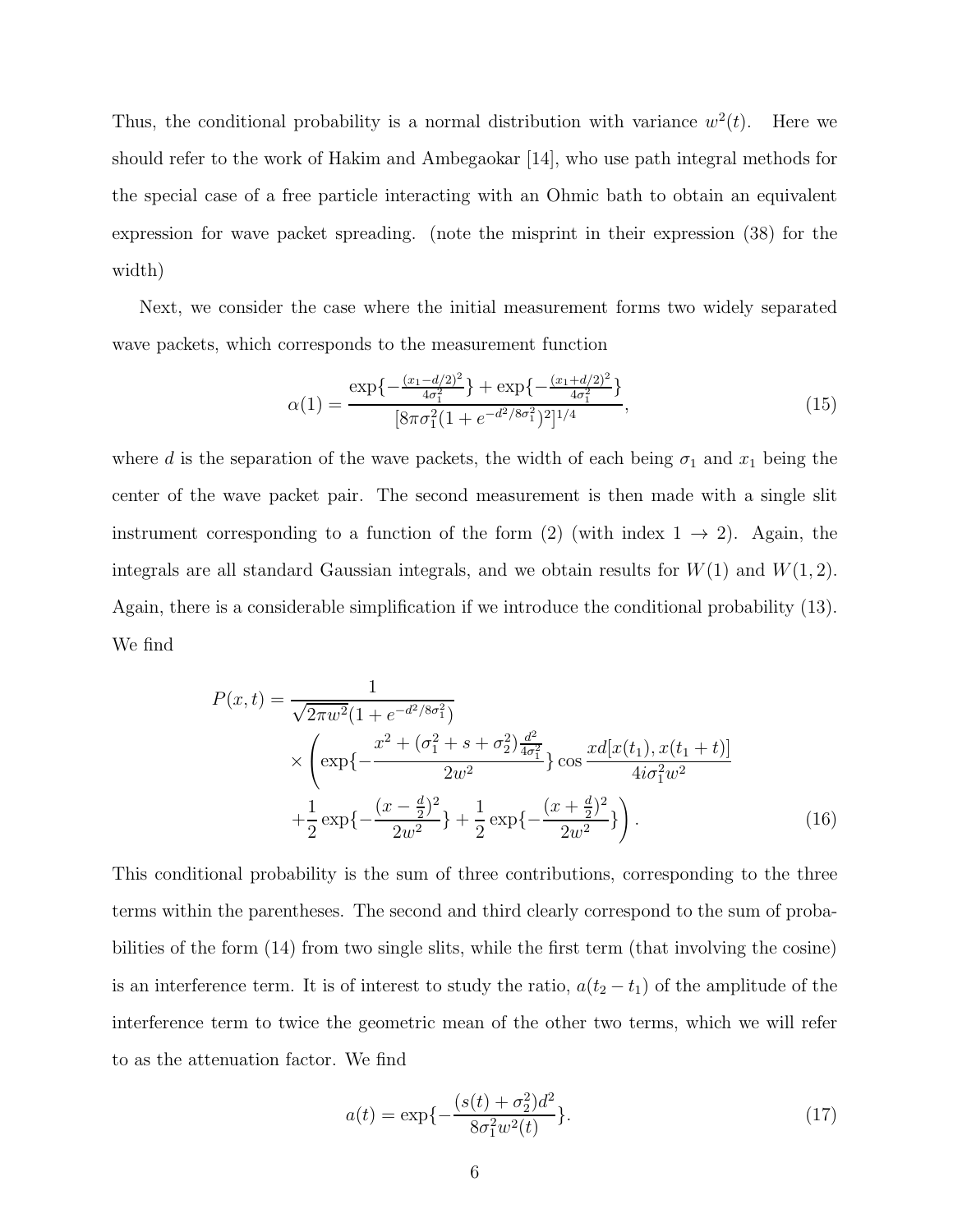Thus, the conditional probability is a normal distribution with variance $w^2(t)$. Here we should refer to the work of Hakim and Ambegaokar [14], who use path integral methods for the special case of a free particle interacting with an Ohmic bath to obtain an equivalent expression for wave packet spreading. (note the misprint in their expression (38) for the width)

Next, we consider the case where the initial measurement forms two widely separated wave packets, which corresponds to the measurement function

$$\alpha(1) = \frac{\exp\{-\frac{(x_1-d/2)^2}{4\sigma_1^2}\} + \exp\{-\frac{(x_1+d/2)^2}{4\sigma_1^2}\}}{[8\pi\sigma_1^2(1+e^{-d^2/8\sigma_1^2})^2]^{1/4}}, \tag{15}$$

where $d$ is the separation of the wave packets, the width of each being $\sigma_1$ and $x_1$ being the center of the wave packet pair. The second measurement is then made with a single slit instrument corresponding to a function of the form (2) (with index $1 \to 2$). Again, the integrals are all standard Gaussian integrals, and we obtain results for $W(1)$ and $W(1,2)$. Again, there is a considerable simplification if we introduce the conditional probability (13). We find

$$\begin{aligned} P(x,t) = & \frac{1}{\sqrt{2\pi w^2}(1+e^{-d^2/8\sigma_1^2})} \\ & \times \left( \exp\{-\frac{x^2 + (\sigma_1^2 + s + \sigma_2^2)\frac{d^2}{4\sigma_1^2}}{2w^2}\} \cos\frac{xd[x(t_1), x(t_1+t)]}{4i\sigma_1^2 w^2} \right. \\ & \left. + \frac{1}{2}\exp\{-\frac{(x-\frac{d}{2})^2}{2w^2}\} + \frac{1}{2}\exp\{-\frac{(x+\frac{d}{2})^2}{2w^2}\} \right). \end{aligned} \tag{16}$$

This conditional probability is the sum of three contributions, corresponding to the three terms within the parentheses. The second and third clearly correspond to the sum of probabilities of the form (14) from two single slits, while the first term (that involving the cosine) is an interference term. It is of interest to study the ratio, $a(t_2 - t_1)$ of the amplitude of the interference term to twice the geometric mean of the other two terms, which we will refer to as the attenuation factor. We find

$$a(t) = \exp\{-\frac{(s(t)+\sigma_2^2)d^2}{8\sigma_1^2 w^2(t)}\}. \tag{17}$$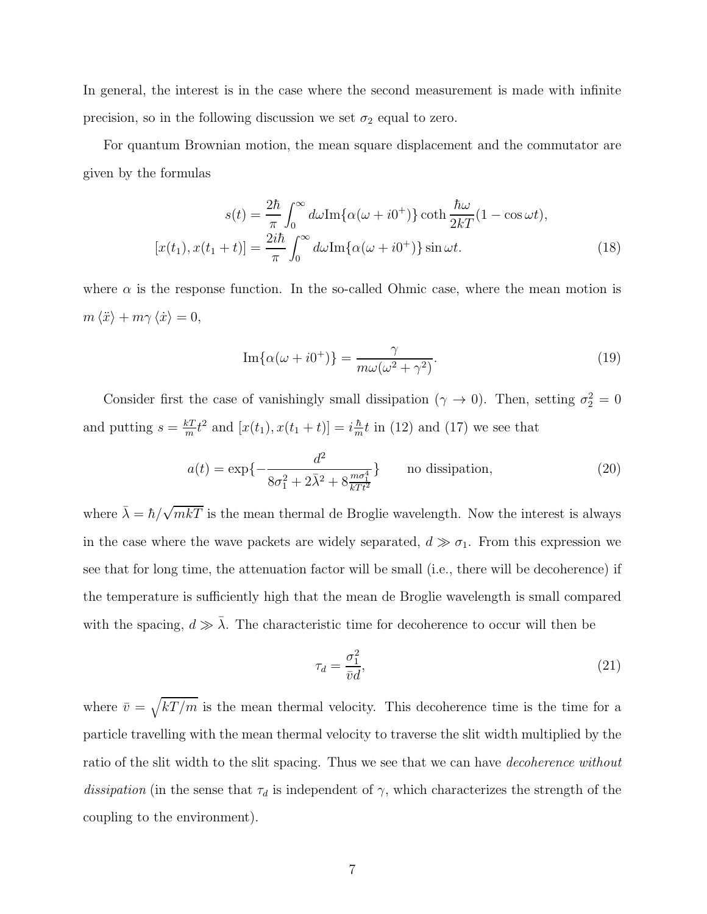In general, the interest is in the case where the second measurement is made with infinite precision, so in the following discussion we set $\sigma_2$ equal to zero.

For quantum Brownian motion, the mean square displacement and the commutator are given by the formulas

$$
\begin{aligned}
s(t) &= \frac{2\hbar}{\pi}\int_0^\infty d\omega \mathrm{Im}\{\alpha(\omega+i0^+)\}\coth\frac{\hbar\omega}{2kT}(1-\cos\omega t), \\
[x(t_1), x(t_1+t)] &= \frac{2i\hbar}{\pi}\int_0^\infty d\omega \mathrm{Im}\{\alpha(\omega+i0^+)\}\sin\omega t.
\end{aligned}
\tag{18}
$$

where $\alpha$ is the response function. In the so-called Ohmic case, where the mean motion is $m\langle\ddot{x}\rangle + m\gamma\langle\dot{x}\rangle = 0$,

$$
\mathrm{Im}\{\alpha(\omega+i0^+)\} = \frac{\gamma}{m\omega(\omega^2+\gamma^2)}. \tag{19}
$$

Consider first the case of vanishingly small dissipation ($\gamma \to 0$). Then, setting $\sigma_2^2 = 0$ and putting $s = \frac{kT}{m}t^2$ and $[x(t_1), x(t_1+t)] = i\frac{\hbar}{m}t$ in (12) and (17) we see that

$$
a(t) = \exp\{-\frac{d^2}{8\sigma_1^2 + 2\bar{\lambda}^2 + 8\frac{m\sigma_1^4}{kTt^2}}\} \qquad \text{no dissipation,} \tag{20}
$$

where $\bar{\lambda} = \hbar/\sqrt{mkT}$ is the mean thermal de Broglie wavelength. Now the interest is always in the case where the wave packets are widely separated, $d \gg \sigma_1$. From this expression we see that for long time, the attenuation factor will be small (i.e., there will be decoherence) if the temperature is sufficiently high that the mean de Broglie wavelength is small compared with the spacing, $d \gg \bar{\lambda}$. The characteristic time for decoherence to occur will then be

$$
\tau_d = \frac{\sigma_1^2}{\bar{v}d}, \tag{21}
$$

where $\bar{v} = \sqrt{kT/m}$ is the mean thermal velocity. This decoherence time is the time for a particle travelling with the mean thermal velocity to traverse the slit width multiplied by the ratio of the slit width to the slit spacing. Thus we see that we can have *decoherence without dissipation* (in the sense that $\tau_d$ is independent of $\gamma$, which characterizes the strength of the coupling to the environment).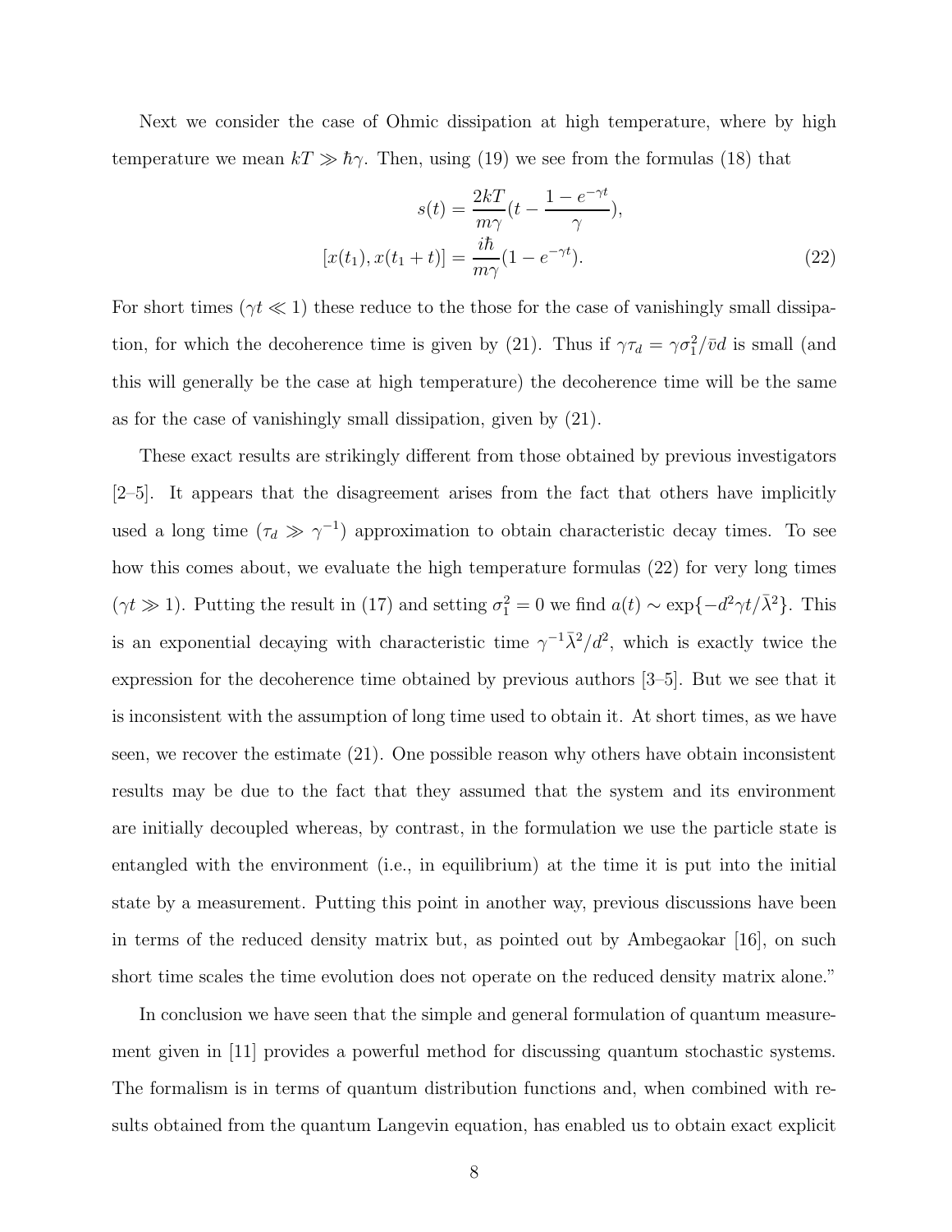Next we consider the case of Ohmic dissipation at high temperature, where by high temperature we mean $kT \gg \hbar\gamma$. Then, using (19) we see from the formulas (18) that

$$
\begin{aligned}
s(t) &= \frac{2kT}{m\gamma}\left(t - \frac{1 - e^{-\gamma t}}{\gamma}\right), \\
[x(t_1), x(t_1 + t)] &= \frac{i\hbar}{m\gamma}(1 - e^{-\gamma t}).
\end{aligned}
\tag{22}
$$

For short times ($\gamma t \ll 1$) these reduce to the those for the case of vanishingly small dissipation, for which the decoherence time is given by (21). Thus if $\gamma\tau_d = \gamma\sigma_1^2/\bar{v}d$ is small (and this will generally be the case at high temperature) the decoherence time will be the same as for the case of vanishingly small dissipation, given by (21).

These exact results are strikingly different from those obtained by previous investigators [2–5]. It appears that the disagreement arises from the fact that others have implicitly used a long time ($\tau_d \gg \gamma^{-1}$) approximation to obtain characteristic decay times. To see how this comes about, we evaluate the high temperature formulas (22) for very long times ($\gamma t \gg 1$). Putting the result in (17) and setting $\sigma_1^2 = 0$ we find $a(t) \sim \exp\{-d^2\gamma t/\bar{\lambda}^2\}$. This is an exponential decaying with characteristic time $\gamma^{-1}\bar{\lambda}^2/d^2$, which is exactly twice the expression for the decoherence time obtained by previous authors [3–5]. But we see that it is inconsistent with the assumption of long time used to obtain it. At short times, as we have seen, we recover the estimate (21). One possible reason why others have obtain inconsistent results may be due to the fact that they assumed that the system and its environment are initially decoupled whereas, by contrast, in the formulation we use the particle state is entangled with the environment (i.e., in equilibrium) at the time it is put into the initial state by a measurement. Putting this point in another way, previous discussions have been in terms of the reduced density matrix but, as pointed out by Ambegaokar [16], on such short time scales the time evolution does not operate on the reduced density matrix alone."

In conclusion we have seen that the simple and general formulation of quantum measurement given in [11] provides a powerful method for discussing quantum stochastic systems. The formalism is in terms of quantum distribution functions and, when combined with results obtained from the quantum Langevin equation, has enabled us to obtain exact explicit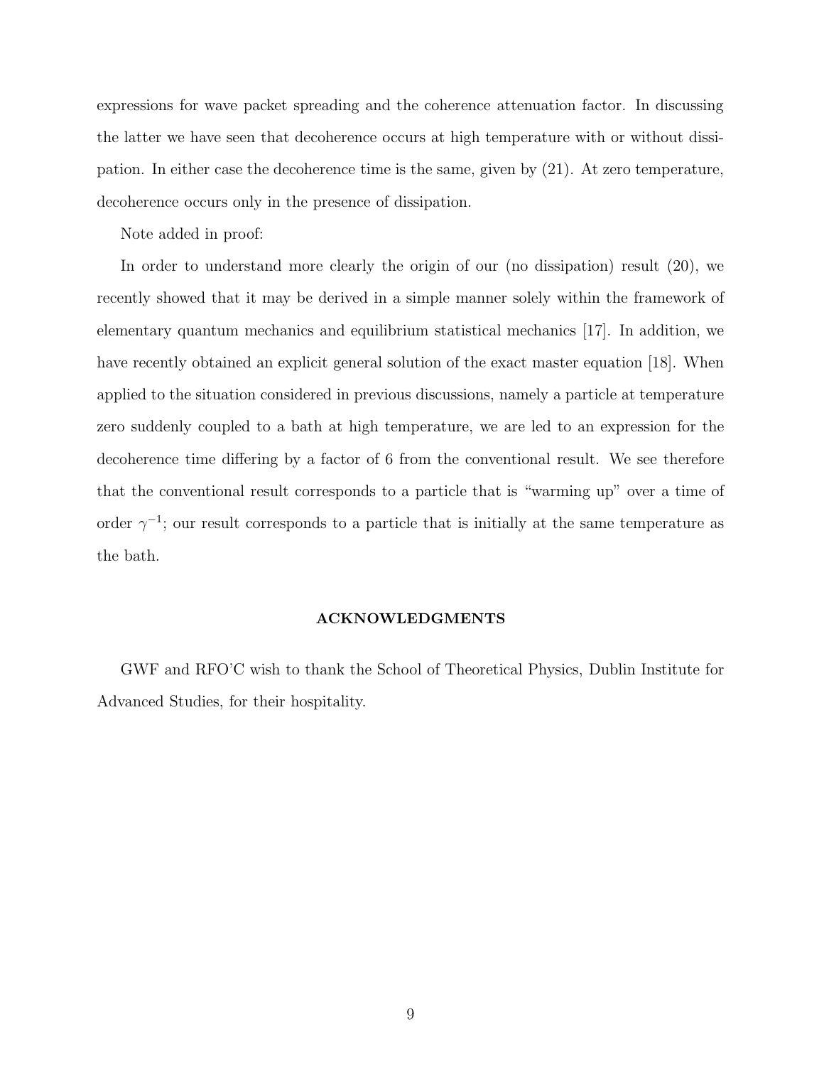expressions for wave packet spreading and the coherence attenuation factor. In discussing the latter we have seen that decoherence occurs at high temperature with or without dissipation. In either case the decoherence time is the same, given by (21). At zero temperature, decoherence occurs only in the presence of dissipation.

Note added in proof:

In order to understand more clearly the origin of our (no dissipation) result (20), we recently showed that it may be derived in a simple manner solely within the framework of elementary quantum mechanics and equilibrium statistical mechanics [17]. In addition, we have recently obtained an explicit general solution of the exact master equation [18]. When applied to the situation considered in previous discussions, namely a particle at temperature zero suddenly coupled to a bath at high temperature, we are led to an expression for the decoherence time differing by a factor of 6 from the conventional result. We see therefore that the conventional result corresponds to a particle that is "warming up" over a time of order $\gamma^{-1}$; our result corresponds to a particle that is initially at the same temperature as the bath.

## ACKNOWLEDGMENTS

GWF and RFO'C wish to thank the School of Theoretical Physics, Dublin Institute for Advanced Studies, for their hospitality.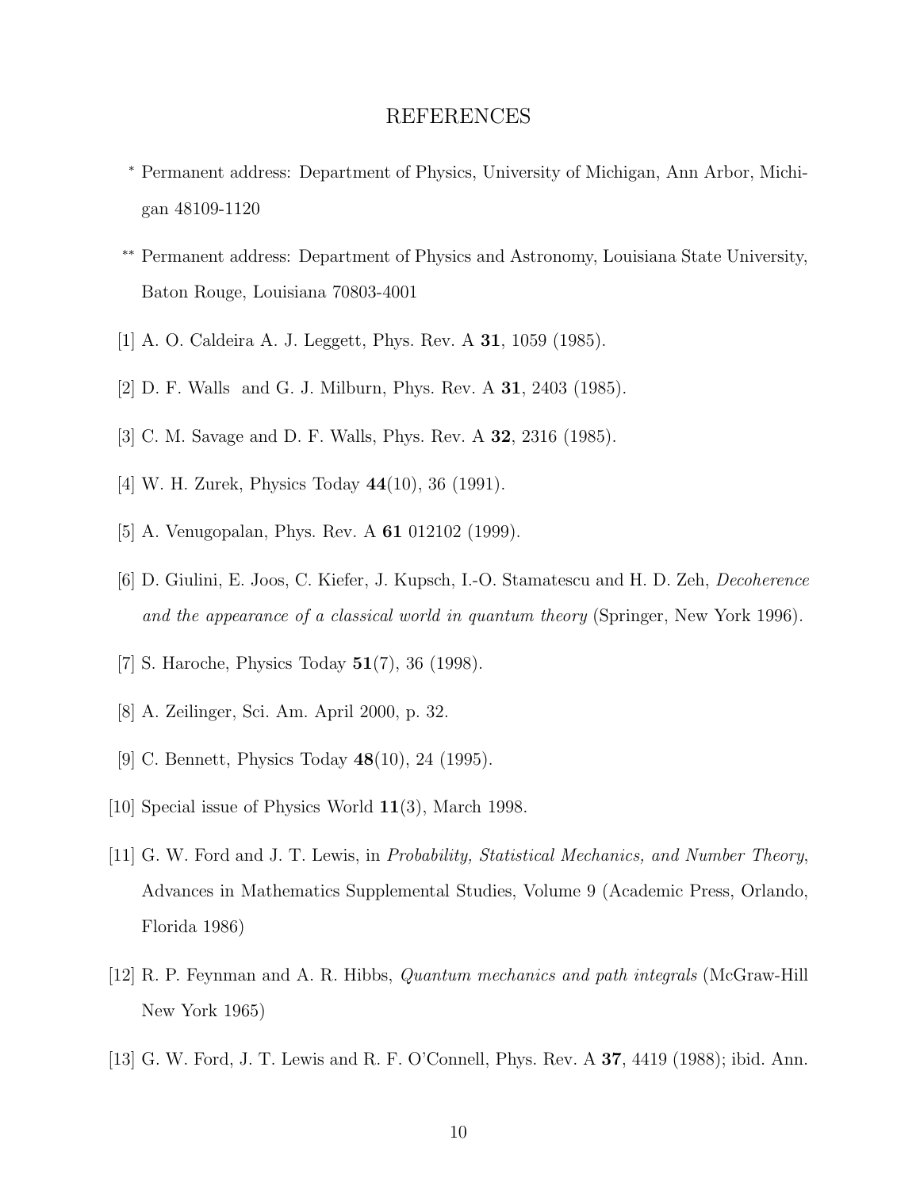# REFERENCES

* Permanent address: Department of Physics, University of Michigan, Ann Arbor, Michigan 48109-1120

** Permanent address: Department of Physics and Astronomy, Louisiana State University, Baton Rouge, Louisiana 70803-4001

[1] A. O. Caldeira A. J. Leggett, Phys. Rev. A **31**, 1059 (1985).

[2] D. F. Walls and G. J. Milburn, Phys. Rev. A **31**, 2403 (1985).

[3] C. M. Savage and D. F. Walls, Phys. Rev. A **32**, 2316 (1985).

[4] W. H. Zurek, Physics Today **44**(10), 36 (1991).

[5] A. Venugopalan, Phys. Rev. A **61** 012102 (1999).

[6] D. Giulini, E. Joos, C. Kiefer, J. Kupsch, I.-O. Stamatescu and H. D. Zeh, *Decoherence and the appearance of a classical world in quantum theory* (Springer, New York 1996).

[7] S. Haroche, Physics Today **51**(7), 36 (1998).

[8] A. Zeilinger, Sci. Am. April 2000, p. 32.

[9] C. Bennett, Physics Today **48**(10), 24 (1995).

[10] Special issue of Physics World **11**(3), March 1998.

[11] G. W. Ford and J. T. Lewis, in *Probability, Statistical Mechanics, and Number Theory*, Advances in Mathematics Supplemental Studies, Volume 9 (Academic Press, Orlando, Florida 1986)

[12] R. P. Feynman and A. R. Hibbs, *Quantum mechanics and path integrals* (McGraw-Hill New York 1965)

[13] G. W. Ford, J. T. Lewis and R. F. O'Connell, Phys. Rev. A **37**, 4419 (1988); ibid. Ann.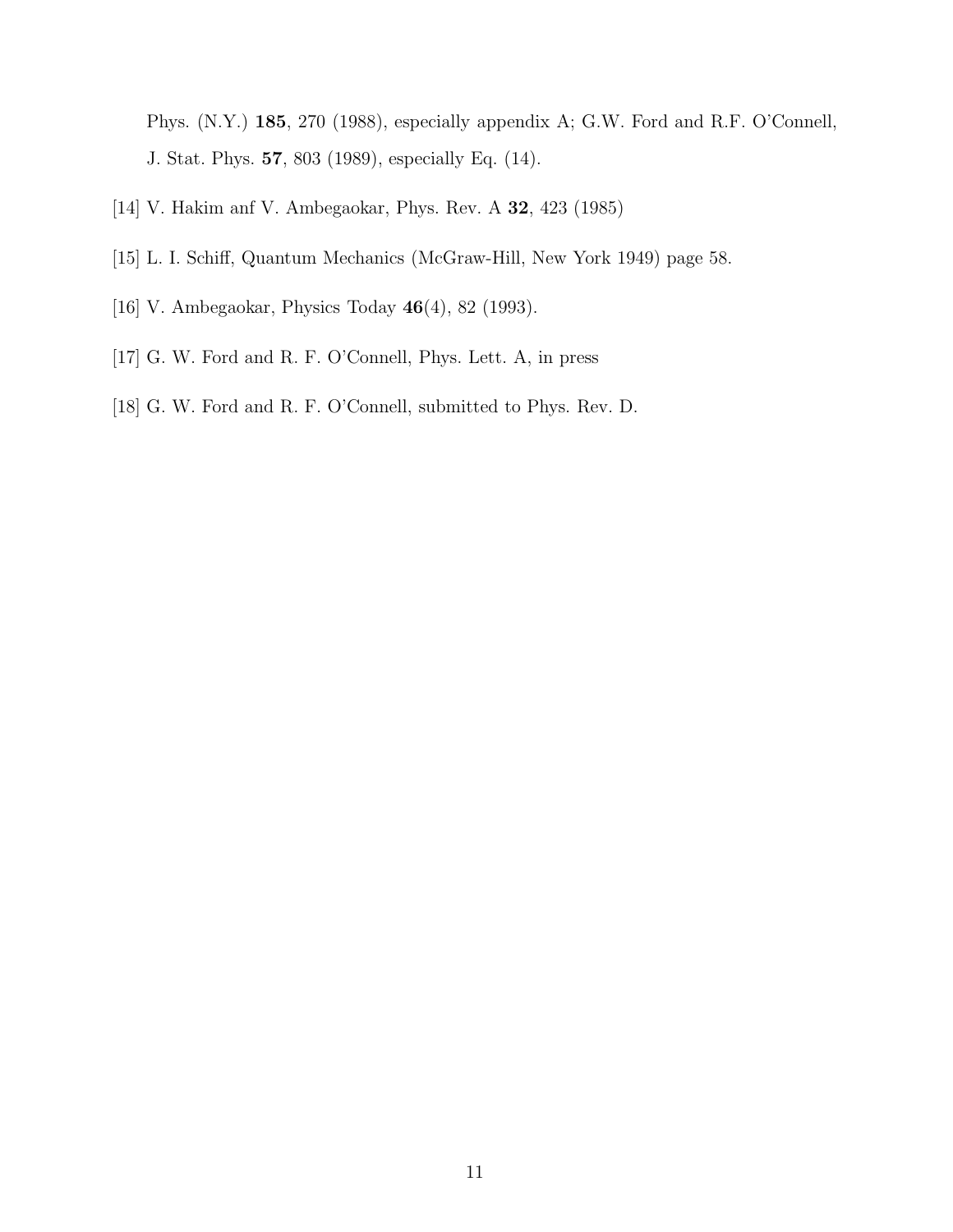Phys. (N.Y.) **185**, 270 (1988), especially appendix A; G.W. Ford and R.F. O'Connell, J. Stat. Phys. **57**, 803 (1989), especially Eq. (14).

[14] V. Hakim anf V. Ambegaokar, Phys. Rev. A **32**, 423 (1985)

[15] L. I. Schiff, Quantum Mechanics (McGraw-Hill, New York 1949) page 58.

[16] V. Ambegaokar, Physics Today **46**(4), 82 (1993).

[17] G. W. Ford and R. F. O'Connell, Phys. Lett. A, in press

[18] G. W. Ford and R. F. O'Connell, submitted to Phys. Rev. D.